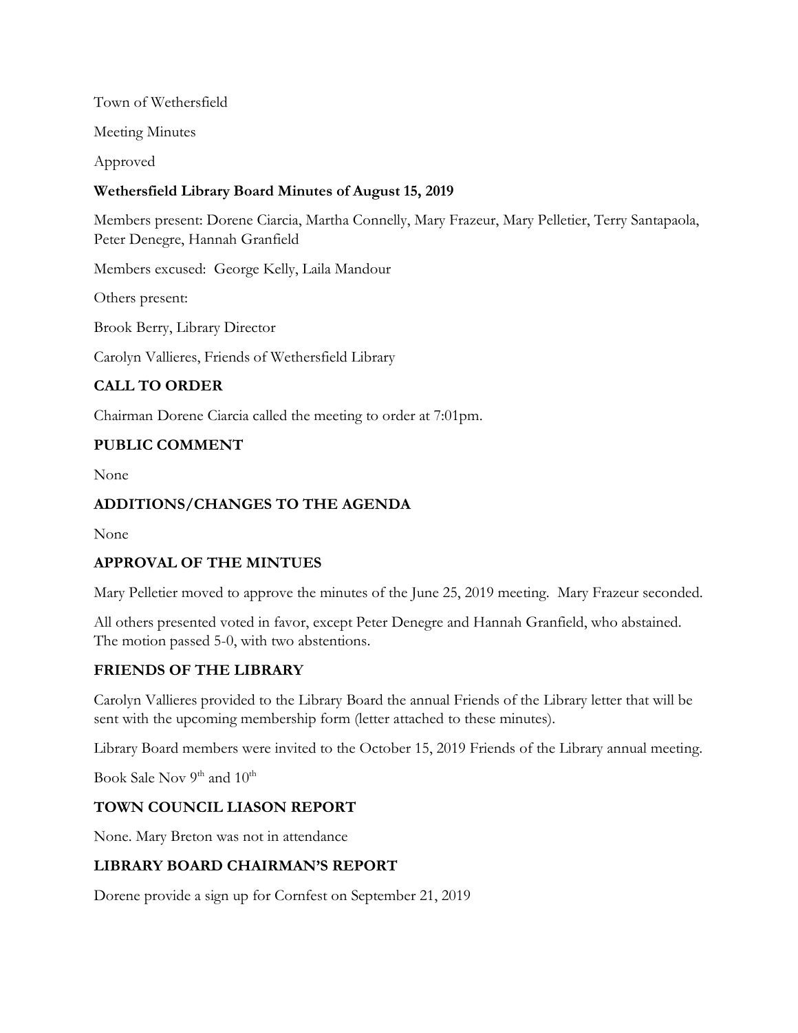Town of Wethersfield

Meeting Minutes

Approved

**Wethersfield Library Board Minutes of August 15, 2019**

Members present: Dorene Ciarcia, Martha Connelly, Mary Frazeur, Mary Pelletier, Terry Santapaola, Peter Denegre, Hannah Granfield

Members excused: George Kelly, Laila Mandour

Others present:

Brook Berry, Library Director

Carolyn Vallieres, Friends of Wethersfield Library

## CALL TO ORDER

Chairman Dorene Ciarcia called the meeting to order at 7:01pm.

## PUBLIC COMMENT

None

## ADDITIONS/CHANGES TO THE AGENDA

None

## APPROVAL OF THE MINTUES

Mary Pelletier moved to approve the minutes of the June 25, 2019 meeting. Mary Frazeur seconded.

All others presented voted in favor, except Peter Denegre and Hannah Granfield, who abstained. The motion passed 5-0, with two abstentions.

## FRIENDS OF THE LIBRARY

Carolyn Vallieres provided to the Library Board the annual Friends of the Library letter that will be sent with the upcoming membership form (letter attached to these minutes).

Library Board members were invited to the October 15, 2019 Friends of the Library annual meeting.

Book Sale Nov 9th and 10th

## TOWN COUNCIL LIASON REPORT

None. Mary Breton was not in attendance

## LIBRARY BOARD CHAIRMAN'S REPORT

Dorene provide a sign up for Cornfest on September 21, 2019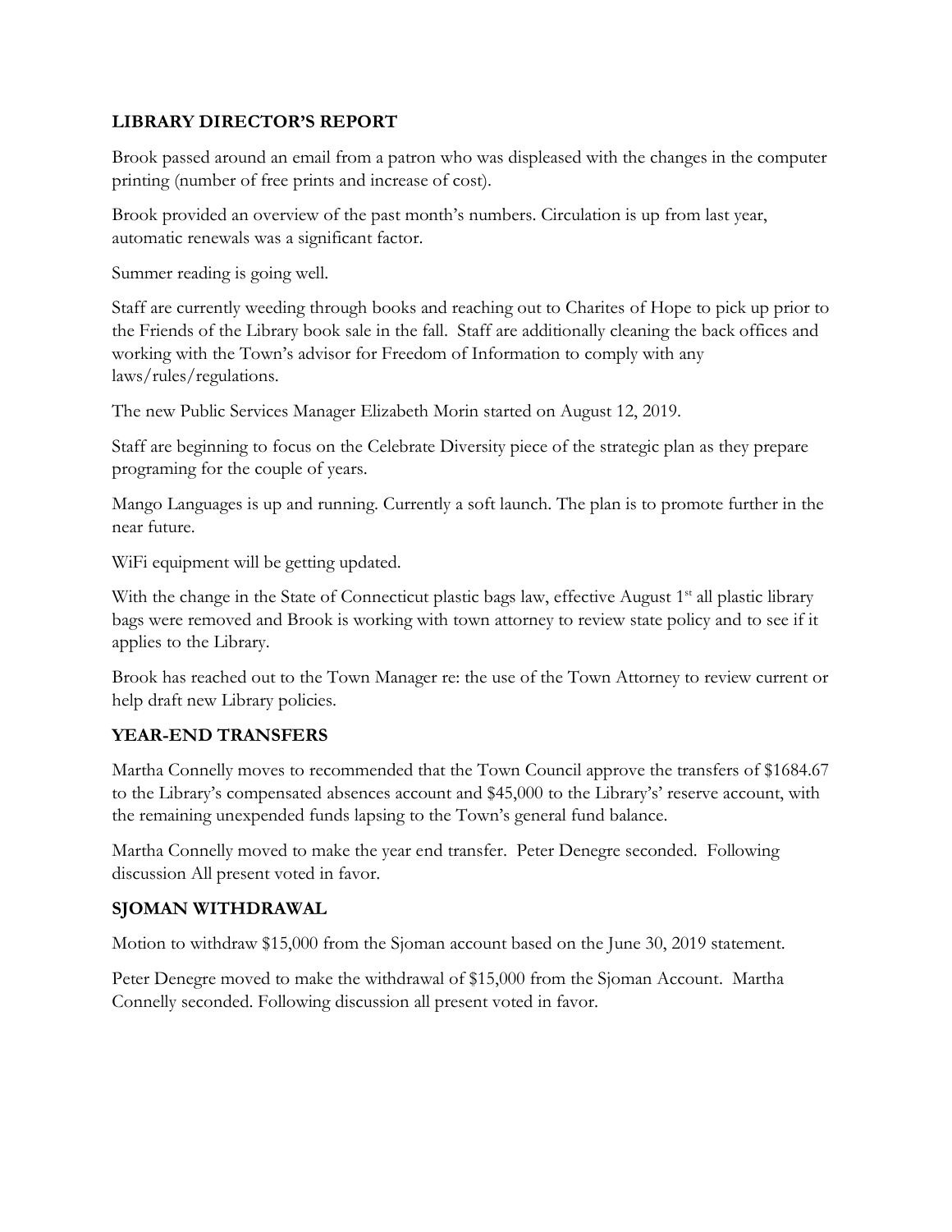## LIBRARY DIRECTOR'S REPORT

Brook passed around an email from a patron who was displeased with the changes in the computer printing (number of free prints and increase of cost).

Brook provided an overview of the past month's numbers. Circulation is up from last year, automatic renewals was a significant factor.

Summer reading is going well.

Staff are currently weeding through books and reaching out to Charites of Hope to pick up prior to the Friends of the Library book sale in the fall. Staff are additionally cleaning the back offices and working with the Town's advisor for Freedom of Information to comply with any laws/rules/regulations.

The new Public Services Manager Elizabeth Morin started on August 12, 2019.

Staff are beginning to focus on the Celebrate Diversity piece of the strategic plan as they prepare programing for the couple of years.

Mango Languages is up and running. Currently a soft launch. The plan is to promote further in the near future.

WiFi equipment will be getting updated.

With the change in the State of Connecticut plastic bags law, effective August 1st all plastic library bags were removed and Brook is working with town attorney to review state policy and to see if it applies to the Library.

Brook has reached out to the Town Manager re: the use of the Town Attorney to review current or help draft new Library policies.

## YEAR-END TRANSFERS

Martha Connelly moves to recommended that the Town Council approve the transfers of $1684.67 to the Library's compensated absences account and $45,000 to the Library's' reserve account, with the remaining unexpended funds lapsing to the Town's general fund balance.

Martha Connelly moved to make the year end transfer. Peter Denegre seconded. Following discussion All present voted in favor.

## SJOMAN WITHDRAWAL

Motion to withdraw $15,000 from the Sjoman account based on the June 30, 2019 statement.

Peter Denegre moved to make the withdrawal of $15,000 from the Sjoman Account. Martha Connelly seconded. Following discussion all present voted in favor.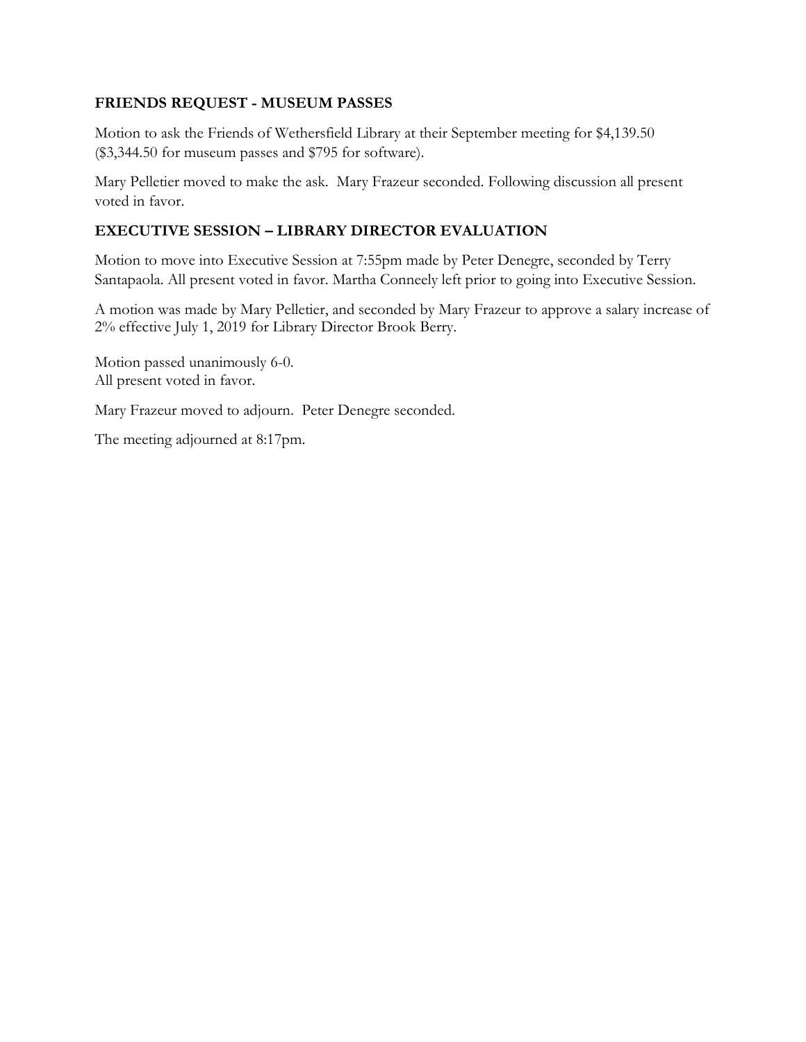### FRIENDS REQUEST - MUSEUM PASSES

Motion to ask the Friends of Wethersfield Library at their September meeting for $4,139.50 ($3,344.50 for museum passes and $795 for software).

Mary Pelletier moved to make the ask. Mary Frazeur seconded. Following discussion all present voted in favor.

### EXECUTIVE SESSION – LIBRARY DIRECTOR EVALUATION

Motion to move into Executive Session at 7:55pm made by Peter Denegre, seconded by Terry Santapaola. All present voted in favor. Martha Conneely left prior to going into Executive Session.

A motion was made by Mary Pelletier, and seconded by Mary Frazeur to approve a salary increase of 2% effective July 1, 2019 for Library Director Brook Berry.

Motion passed unanimously 6-0.
All present voted in favor.

Mary Frazeur moved to adjourn. Peter Denegre seconded.

The meeting adjourned at 8:17pm.